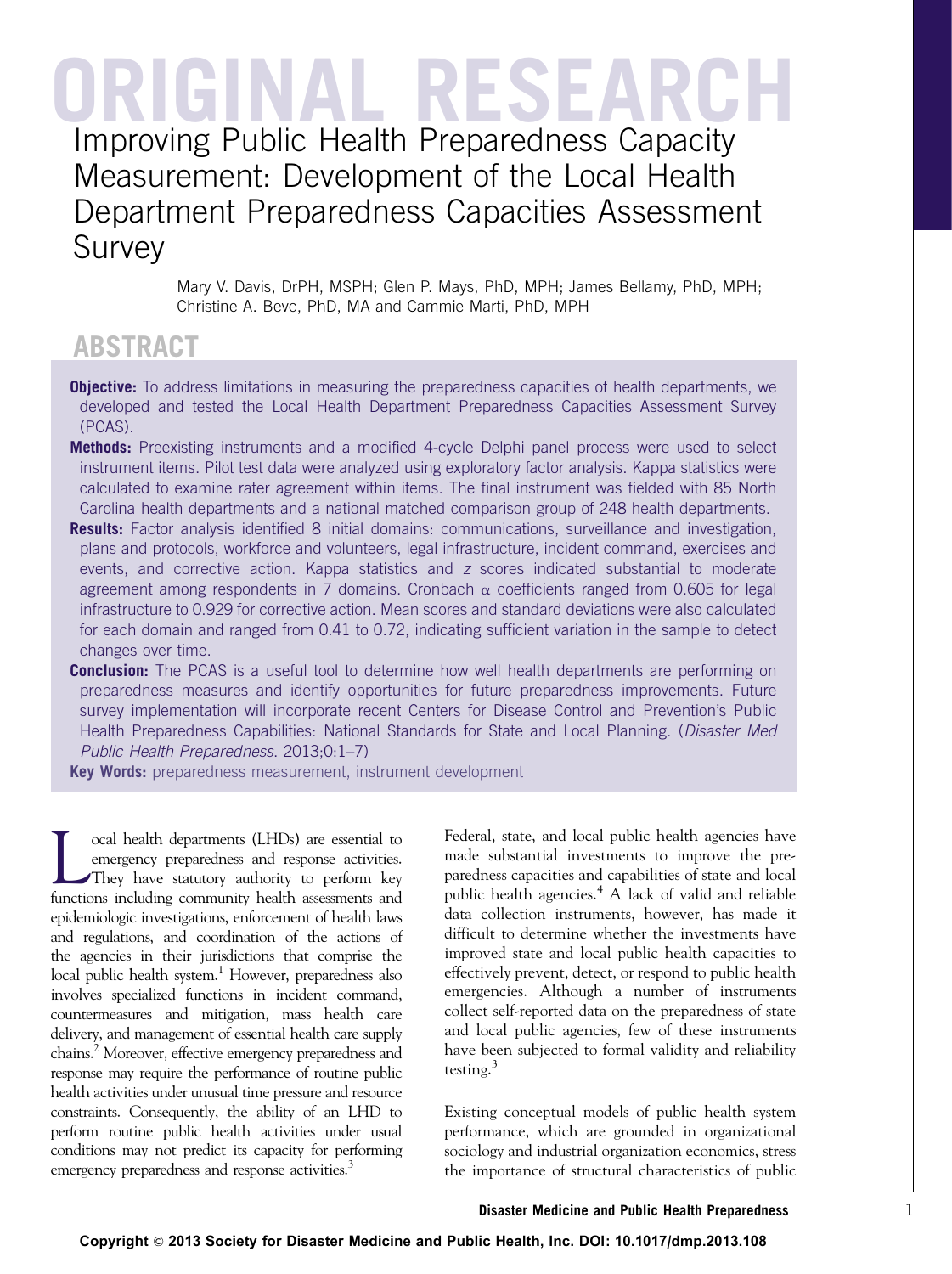ORIGINAL RESEARCH

# Improving Public Health Preparedness Capacity Measurement: Development of the Local Health Department Preparedness Capacities Assessment Survey

Mary V. Davis, DrPH, MSPH; Glen P. Mays, PhD, MPH; James Bellamy, PhD, MPH; Christine A. Bevc, PhD, MA and Cammie Marti, PhD, MPH

## ABSTRACT

**Objective:** To address limitations in measuring the preparedness capacities of health departments, we developed and tested the Local Health Department Preparedness Capacities Assessment Survey (PCAS).

**Methods:** Preexisting instruments and a modified 4-cycle Delphi panel process were used to select instrument items. Pilot test data were analyzed using exploratory factor analysis. Kappa statistics were calculated to examine rater agreement within items. The final instrument was fielded with 85 North Carolina health departments and a national matched comparison group of 248 health departments.

**Results:** Factor analysis identified 8 initial domains: communications, surveillance and investigation, plans and protocols, workforce and volunteers, legal infrastructure, incident command, exercises and events, and corrective action. Kappa statistics and *z* scores indicated substantial to moderate agreement among respondents in 7 domains. Cronbach $\alpha$ coefficients ranged from 0.605 for legal infrastructure to 0.929 for corrective action. Mean scores and standard deviations were also calculated for each domain and ranged from 0.41 to 0.72, indicating sufficient variation in the sample to detect changes over time.

**Conclusion:** The PCAS is a useful tool to determine how well health departments are performing on preparedness measures and identify opportunities for future preparedness improvements. Future survey implementation will incorporate recent Centers for Disease Control and Prevention's Public Health Preparedness Capabilities: National Standards for State and Local Planning. (*Disaster Med Public Health Preparedness*. 2013;0:1–7)

**Key Words:** preparedness measurement, instrument development

Local health departments (LHDs) are essential to emergency preparedness and response activities. They have statutory authority to perform key functions including community health assessments and epidemiologic investigations, enforcement of health laws and regulations, and coordination of the actions of the agencies in their jurisdictions that comprise the local public health system.[1] However, preparedness also involves specialized functions in incident command, countermeasures and mitigation, mass health care delivery, and management of essential health care supply chains.[2] Moreover, effective emergency preparedness and response may require the performance of routine public health activities under unusual time pressure and resource constraints. Consequently, the ability of an LHD to perform routine public health activities under usual conditions may not predict its capacity for performing emergency preparedness and response activities.[3]

Federal, state, and local public health agencies have made substantial investments to improve the preparedness capacities and capabilities of state and local public health agencies.[4] A lack of valid and reliable data collection instruments, however, has made it difficult to determine whether the investments have improved state and local public health capacities to effectively prevent, detect, or respond to public health emergencies. Although a number of instruments collect self-reported data on the preparedness of state and local public agencies, few of these instruments have been subjected to formal validity and reliability testing.[3]

Existing conceptual models of public health system performance, which are grounded in organizational sociology and industrial organization economics, stress the importance of structural characteristics of public

Copyright © 2013 Society for Disaster Medicine and Public Health, Inc. DOI: 10.1017/dmp.2013.108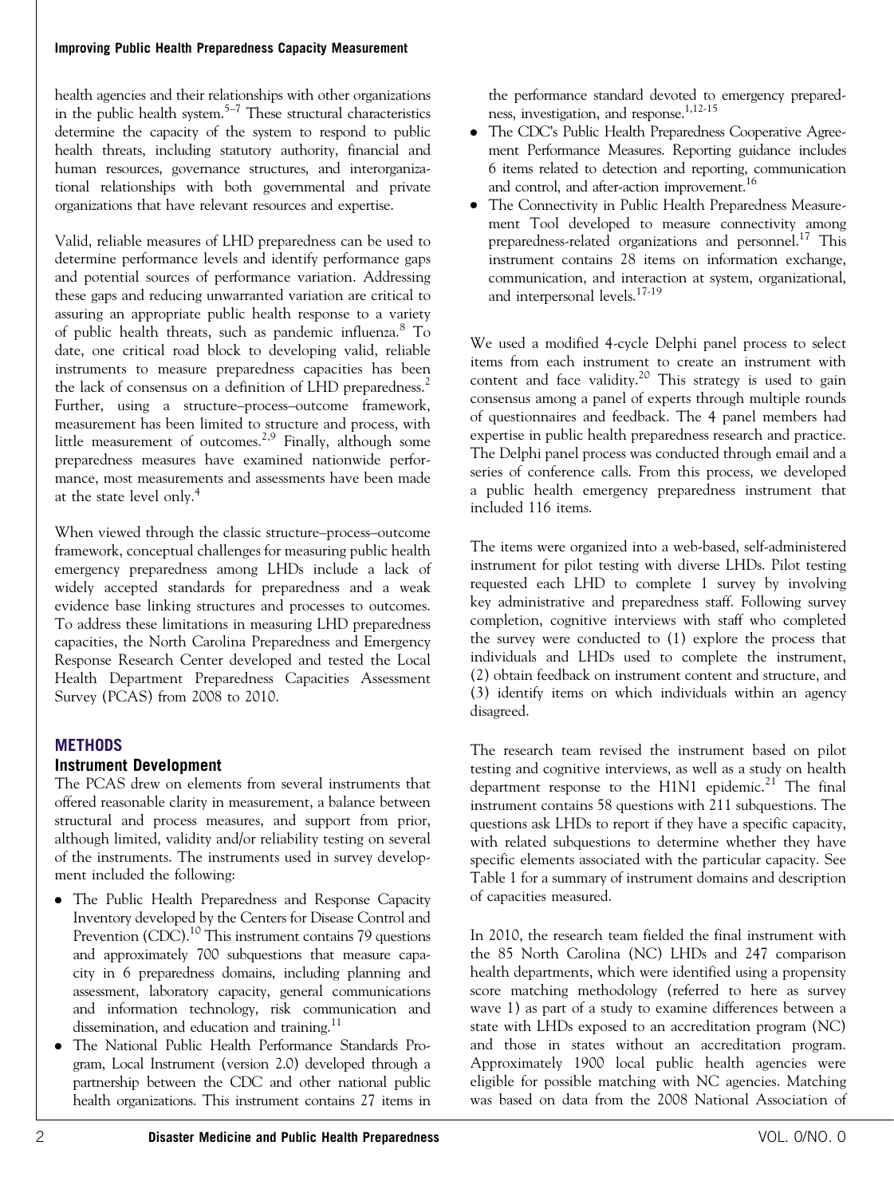health agencies and their relationships with other organizations in the public health system.[5–7] These structural characteristics determine the capacity of the system to respond to public health threats, including statutory authority, financial and human resources, governance structures, and interorganizational relationships with both governmental and private organizations that have relevant resources and expertise.

Valid, reliable measures of LHD preparedness can be used to determine performance levels and identify performance gaps and potential sources of performance variation. Addressing these gaps and reducing unwarranted variation are critical to assuring an appropriate public health response to a variety of public health threats, such as pandemic influenza.[8] To date, one critical road block to developing valid, reliable instruments to measure preparedness capacities has been the lack of consensus on a definition of LHD preparedness.[2] Further, using a structure–process–outcome framework, measurement has been limited to structure and process, with little measurement of outcomes.[2,9] Finally, although some preparedness measures have examined nationwide performance, most measurements and assessments have been made at the state level only.[4]

When viewed through the classic structure–process–outcome framework, conceptual challenges for measuring public health emergency preparedness among LHDs include a lack of widely accepted standards for preparedness and a weak evidence base linking structures and processes to outcomes. To address these limitations in measuring LHD preparedness capacities, the North Carolina Preparedness and Emergency Response Research Center developed and tested the Local Health Department Preparedness Capacities Assessment Survey (PCAS) from 2008 to 2010.

## METHODS

### Instrument Development

The PCAS drew on elements from several instruments that offered reasonable clarity in measurement, a balance between structural and process measures, and support from prior, although limited, validity and/or reliability testing on several of the instruments. The instruments used in survey development included the following:

- The Public Health Preparedness and Response Capacity Inventory developed by the Centers for Disease Control and Prevention (CDC).[10] This instrument contains 79 questions and approximately 700 subquestions that measure capacity in 6 preparedness domains, including planning and assessment, laboratory capacity, general communications and information technology, risk communication and dissemination, and education and training.[11]
- The National Public Health Performance Standards Program, Local Instrument (version 2.0) developed through a partnership between the CDC and other national public health organizations. This instrument contains 27 items in the performance standard devoted to emergency preparedness, investigation, and response.[1,12-15]
- The CDC's Public Health Preparedness Cooperative Agreement Performance Measures. Reporting guidance includes 6 items related to detection and reporting, communication and control, and after-action improvement.[16]
- The Connectivity in Public Health Preparedness Measurement Tool developed to measure connectivity among preparedness-related organizations and personnel.[17] This instrument contains 28 items on information exchange, communication, and interaction at system, organizational, and interpersonal levels.[17-19]

We used a modified 4-cycle Delphi panel process to select items from each instrument to create an instrument with content and face validity.[20] This strategy is used to gain consensus among a panel of experts through multiple rounds of questionnaires and feedback. The 4 panel members had expertise in public health preparedness research and practice. The Delphi panel process was conducted through email and a series of conference calls. From this process, we developed a public health emergency preparedness instrument that included 116 items.

The items were organized into a web-based, self-administered instrument for pilot testing with diverse LHDs. Pilot testing requested each LHD to complete 1 survey by involving key administrative and preparedness staff. Following survey completion, cognitive interviews with staff who completed the survey were conducted to (1) explore the process that individuals and LHDs used to complete the instrument, (2) obtain feedback on instrument content and structure, and (3) identify items on which individuals within an agency disagreed.

The research team revised the instrument based on pilot testing and cognitive interviews, as well as a study on health department response to the H1N1 epidemic.[21] The final instrument contains 58 questions with 211 subquestions. The questions ask LHDs to report if they have a specific capacity, with related subquestions to determine whether they have specific elements associated with the particular capacity. See Table 1 for a summary of instrument domains and description of capacities measured.

In 2010, the research team fielded the final instrument with the 85 North Carolina (NC) LHDs and 247 comparison health departments, which were identified using a propensity score matching methodology (referred to here as survey wave 1) as part of a study to examine differences between a state with LHDs exposed to an accreditation program (NC) and those in states without an accreditation program. Approximately 1900 local public health agencies were eligible for possible matching with NC agencies. Matching was based on data from the 2008 National Association of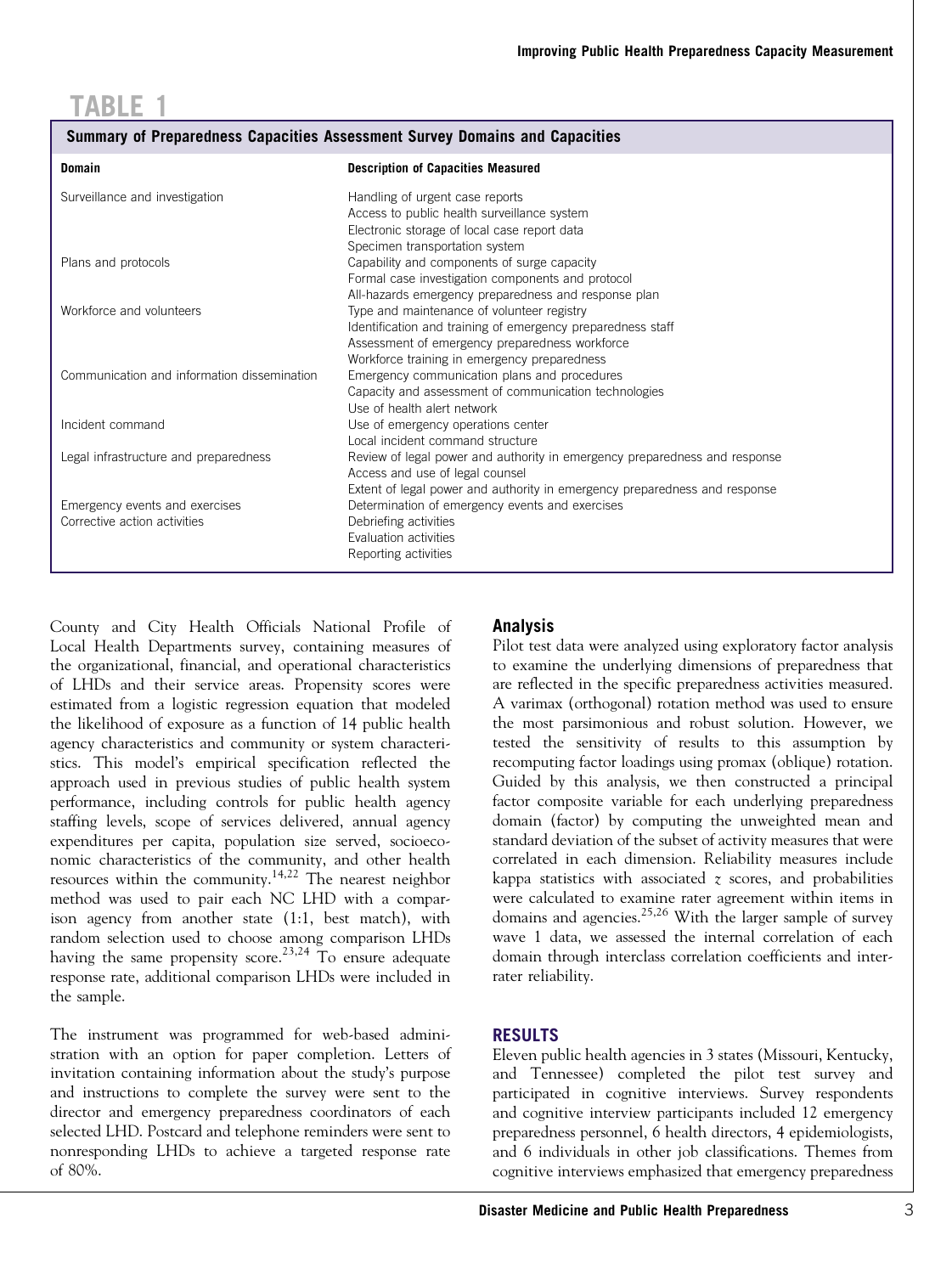## TABLE 1

**Summary of Preparedness Capacities Assessment Survey Domains and Capacities**

| Domain | Description of Capacities Measured |
|---|---|
| Surveillance and investigation | Handling of urgent case reports |
| | Access to public health surveillance system |
| | Electronic storage of local case report data |
| | Specimen transportation system |
| Plans and protocols | Capability and components of surge capacity |
| | Formal case investigation components and protocol |
| | All-hazards emergency preparedness and response plan |
| Workforce and volunteers | Type and maintenance of volunteer registry |
| | Identification and training of emergency preparedness staff |
| | Assessment of emergency preparedness workforce |
| | Workforce training in emergency preparedness |
| Communication and information dissemination | Emergency communication plans and procedures |
| | Capacity and assessment of communication technologies |
| | Use of health alert network |
| Incident command | Use of emergency operations center |
| | Local incident command structure |
| Legal infrastructure and preparedness | Review of legal power and authority in emergency preparedness and response |
| | Access and use of legal counsel |
| | Extent of legal power and authority in emergency preparedness and response |
| Emergency events and exercises | Determination of emergency events and exercises |
| Corrective action activities | Debriefing activities |
| | Evaluation activities |
| | Reporting activities |

County and City Health Officials National Profile of Local Health Departments survey, containing measures of the organizational, financial, and operational characteristics of LHDs and their service areas. Propensity scores were estimated from a logistic regression equation that modeled the likelihood of exposure as a function of 14 public health agency characteristics and community or system characteristics. This model's empirical specification reflected the approach used in previous studies of public health system performance, including controls for public health agency staffing levels, scope of services delivered, annual agency expenditures per capita, population size served, socioeconomic characteristics of the community, and other health resources within the community.[14,22] The nearest neighbor method was used to pair each NC LHD with a comparison agency from another state (1:1, best match), with random selection used to choose among comparison LHDs having the same propensity score.[23,24] To ensure adequate response rate, additional comparison LHDs were included in the sample.

The instrument was programmed for web-based administration with an option for paper completion. Letters of invitation containing information about the study's purpose and instructions to complete the survey were sent to the director and emergency preparedness coordinators of each selected LHD. Postcard and telephone reminders were sent to nonresponding LHDs to achieve a targeted response rate of 80%.

### Analysis

Pilot test data were analyzed using exploratory factor analysis to examine the underlying dimensions of preparedness that are reflected in the specific preparedness activities measured. A varimax (orthogonal) rotation method was used to ensure the most parsimonious and robust solution. However, we tested the sensitivity of results to this assumption by recomputing factor loadings using promax (oblique) rotation. Guided by this analysis, we then constructed a principal factor composite variable for each underlying preparedness domain (factor) by computing the unweighted mean and standard deviation of the subset of activity measures that were correlated in each dimension. Reliability measures include kappa statistics with associated $z$ scores, and probabilities were calculated to examine rater agreement within items in domains and agencies.[25,26] With the larger sample of survey wave 1 data, we assessed the internal correlation of each domain through interclass correlation coefficients and inter-rater reliability.

## RESULTS

Eleven public health agencies in 3 states (Missouri, Kentucky, and Tennessee) completed the pilot test survey and participated in cognitive interviews. Survey respondents and cognitive interview participants included 12 emergency preparedness personnel, 6 health directors, 4 epidemiologists, and 6 individuals in other job classifications. Themes from cognitive interviews emphasized that emergency preparedness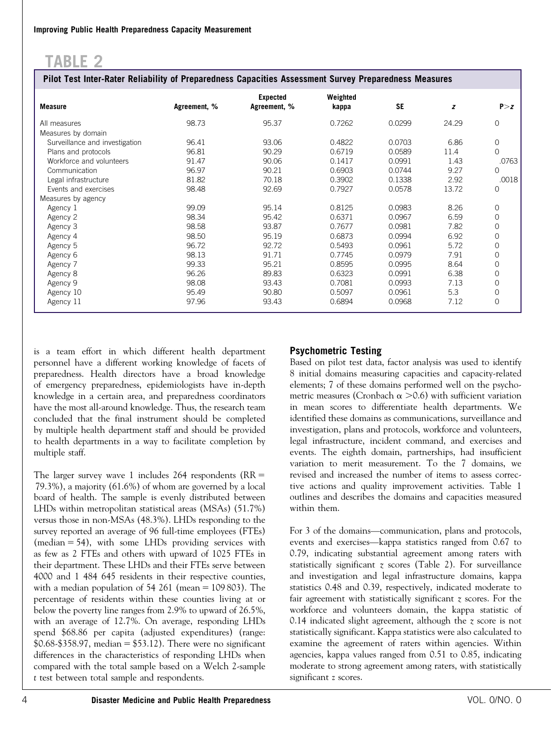## TABLE 2

**Pilot Test Inter-Rater Reliability of Preparedness Capacities Assessment Survey Preparedness Measures**

| Measure | Agreement, % | Expected Agreement, % | Weighted kappa | SE | $z$ | $P>z$ |
|---|---|---|---|---|---|---|
| All measures | 98.73 | 95.37 | 0.7262 | 0.0299 | 24.29 | 0 |
| Measures by domain | | | | | | |
| Surveillance and investigation | 96.41 | 93.06 | 0.4822 | 0.0703 | 6.86 | 0 |
| Plans and protocols | 96.81 | 90.29 | 0.6719 | 0.0589 | 11.4 | 0 |
| Workforce and volunteers | 91.47 | 90.06 | 0.1417 | 0.0991 | 1.43 | .0763 |
| Communication | 96.97 | 90.21 | 0.6903 | 0.0744 | 9.27 | 0 |
| Legal infrastructure | 81.82 | 70.18 | 0.3902 | 0.1338 | 2.92 | .0018 |
| Events and exercises | 98.48 | 92.69 | 0.7927 | 0.0578 | 13.72 | 0 |
| Measures by agency | | | | | | |
| Agency 1 | 99.09 | 95.14 | 0.8125 | 0.0983 | 8.26 | 0 |
| Agency 2 | 98.34 | 95.42 | 0.6371 | 0.0967 | 6.59 | 0 |
| Agency 3 | 98.58 | 93.87 | 0.7677 | 0.0981 | 7.82 | 0 |
| Agency 4 | 98.50 | 95.19 | 0.6873 | 0.0994 | 6.92 | 0 |
| Agency 5 | 96.72 | 92.72 | 0.5493 | 0.0961 | 5.72 | 0 |
| Agency 6 | 98.13 | 91.71 | 0.7745 | 0.0979 | 7.91 | 0 |
| Agency 7 | 99.33 | 95.21 | 0.8595 | 0.0995 | 8.64 | 0 |
| Agency 8 | 96.26 | 89.83 | 0.6323 | 0.0991 | 6.38 | 0 |
| Agency 9 | 98.08 | 93.43 | 0.7081 | 0.0993 | 7.13 | 0 |
| Agency 10 | 95.49 | 90.80 | 0.5097 | 0.0961 | 5.3 | 0 |
| Agency 11 | 97.96 | 93.43 | 0.6894 | 0.0968 | 7.12 | 0 |

is a team effort in which different health department personnel have a different working knowledge of facets of preparedness. Health directors have a broad knowledge of emergency preparedness, epidemiologists have in-depth knowledge in a certain area, and preparedness coordinators have the most all-around knowledge. Thus, the research team concluded that the final instrument should be completed by multiple health department staff and should be provided to health departments in a way to facilitate completion by multiple staff.

The larger survey wave 1 includes 264 respondents (RR = 79.3%), a majority (61.6%) of whom are governed by a local board of health. The sample is evenly distributed between LHDs within metropolitan statistical areas (MSAs) (51.7%) versus those in non-MSAs (48.3%). LHDs responding to the survey reported an average of 96 full-time employees (FTEs) (median = 54), with some LHDs providing services with as few as 2 FTEs and others with upward of 1025 FTEs in their department. These LHDs and their FTEs serve between 4000 and 1 484 645 residents in their respective counties, with a median population of 54 261 (mean = 109 803). The percentage of residents within these counties living at or below the poverty line ranges from 2.9% to upward of 26.5%, with an average of 12.7%. On average, responding LHDs spend $68.86 per capita (adjusted expenditures) (range: $0.68-$358.97, median = $53.12). There were no significant differences in the characteristics of responding LHDs when compared with the total sample based on a Welch 2-sample *t* test between total sample and respondents.

### Psychometric Testing

Based on pilot test data, factor analysis was used to identify 8 initial domains measuring capacities and capacity-related elements; 7 of these domains performed well on the psychometric measures (Cronbach $\alpha > 0.6$) with sufficient variation in mean scores to differentiate health departments. We identified these domains as communications, surveillance and investigation, plans and protocols, workforce and volunteers, legal infrastructure, incident command, and exercises and events. The eighth domain, partnerships, had insufficient variation to merit measurement. To the 7 domains, we revised and increased the number of items to assess corrective actions and quality improvement activities. Table 1 outlines and describes the domains and capacities measured within them.

For 3 of the domains—communication, plans and protocols, events and exercises—kappa statistics ranged from 0.67 to 0.79, indicating substantial agreement among raters with statistically significant $z$ scores (Table 2). For surveillance and investigation and legal infrastructure domains, kappa statistics 0.48 and 0.39, respectively, indicated moderate to fair agreement with statistically significant $z$ scores. For the workforce and volunteers domain, the kappa statistic of 0.14 indicated slight agreement, although the $z$ score is not statistically significant. Kappa statistics were also calculated to examine the agreement of raters within agencies. Within agencies, kappa values ranged from 0.51 to 0.85, indicating moderate to strong agreement among raters, with statistically significant $z$ scores.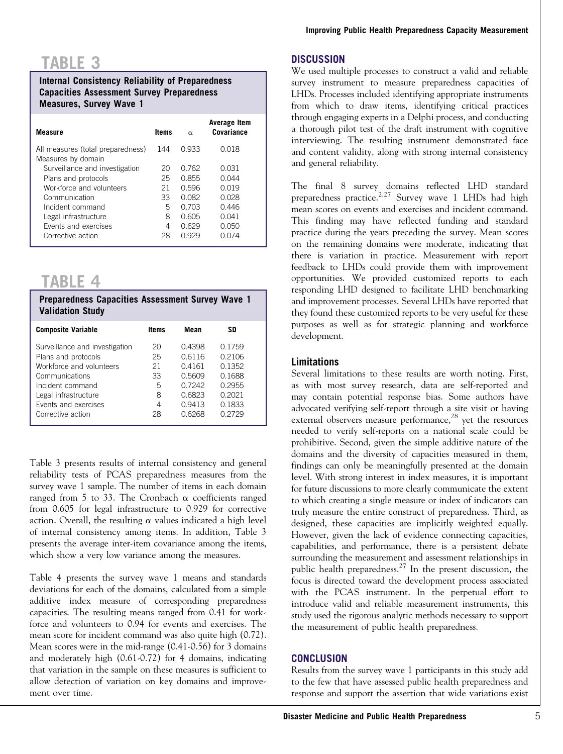## TABLE 3

**Internal Consistency Reliability of Preparedness Capacities Assessment Survey Preparedness Measures, Survey Wave 1**

| Measure | Items | α | Average Item Covariance |
|---|---|---|---|
| All measures (total preparedness) | 144 | 0.933 | 0.018 |
| Measures by domain | | | |
| Surveillance and investigation | 20 | 0.762 | 0.031 |
| Plans and protocols | 25 | 0.855 | 0.044 |
| Workforce and volunteers | 21 | 0.596 | 0.019 |
| Communication | 33 | 0.082 | 0.028 |
| Incident command | 5 | 0.703 | 0.446 |
| Legal infrastructure | 8 | 0.605 | 0.041 |
| Events and exercises | 4 | 0.629 | 0.050 |
| Corrective action | 28 | 0.929 | 0.074 |

## TABLE 4

**Preparedness Capacities Assessment Survey Wave 1 Validation Study**

| Composite Variable | Items | Mean | SD |
|---|---|---|---|
| Surveillance and investigation | 20 | 0.4398 | 0.1759 |
| Plans and protocols | 25 | 0.6116 | 0.2106 |
| Workforce and volunteers | 21 | 0.4161 | 0.1352 |
| Communications | 33 | 0.5609 | 0.1688 |
| Incident command | 5 | 0.7242 | 0.2955 |
| Legal infrastructure | 8 | 0.6823 | 0.2021 |
| Events and exercises | 4 | 0.9413 | 0.1833 |
| Corrective action | 28 | 0.6268 | 0.2729 |

Table 3 presents results of internal consistency and general reliability tests of PCAS preparedness measures from the survey wave 1 sample. The number of items in each domain ranged from 5 to 33. The Cronbach α coefficients ranged from 0.605 for legal infrastructure to 0.929 for corrective action. Overall, the resulting α values indicated a high level of internal consistency among items. In addition, Table 3 presents the average inter-item covariance among the items, which show a very low variance among the measures.

Table 4 presents the survey wave 1 means and standards deviations for each of the domains, calculated from a simple additive index measure of corresponding preparedness capacities. The resulting means ranged from 0.41 for workforce and volunteers to 0.94 for events and exercises. The mean score for incident command was also quite high (0.72). Mean scores were in the mid-range (0.41-0.56) for 3 domains and moderately high (0.61-0.72) for 4 domains, indicating that variation in the sample on these measures is sufficient to allow detection of variation on key domains and improvement over time.

## DISCUSSION

We used multiple processes to construct a valid and reliable survey instrument to measure preparedness capacities of LHDs. Processes included identifying appropriate instruments from which to draw items, identifying critical practices through engaging experts in a Delphi process, and conducting a thorough pilot test of the draft instrument with cognitive interviewing. The resulting instrument demonstrated face and content validity, along with strong internal consistency and general reliability.

The final 8 survey domains reflected LHD standard preparedness practice.[2,27] Survey wave 1 LHDs had high mean scores on events and exercises and incident command. This finding may have reflected funding and standard practice during the years preceding the survey. Mean scores on the remaining domains were moderate, indicating that there is variation in practice. Measurement with report feedback to LHDs could provide them with improvement opportunities. We provided customized reports to each responding LHD designed to facilitate LHD benchmarking and improvement processes. Several LHDs have reported that they found these customized reports to be very useful for these purposes as well as for strategic planning and workforce development.

### Limitations

Several limitations to these results are worth noting. First, as with most survey research, data are self-reported and may contain potential response bias. Some authors have advocated verifying self-report through a site visit or having external observers measure performance,[28] yet the resources needed to verify self-reports on a national scale could be prohibitive. Second, given the simple additive nature of the domains and the diversity of capacities measured in them, findings can only be meaningfully presented at the domain level. With strong interest in index measures, it is important for future discussions to more clearly communicate the extent to which creating a single measure or index of indicators can truly measure the entire construct of preparedness. Third, as designed, these capacities are implicitly weighted equally. However, given the lack of evidence connecting capacities, capabilities, and performance, there is a persistent debate surrounding the measurement and assessment relationships in public health preparedness.[27] In the present discussion, the focus is directed toward the development process associated with the PCAS instrument. In the perpetual effort to introduce valid and reliable measurement instruments, this study used the rigorous analytic methods necessary to support the measurement of public health preparedness.

## CONCLUSION

Results from the survey wave 1 participants in this study add to the few that have assessed public health preparedness and response and support the assertion that wide variations exist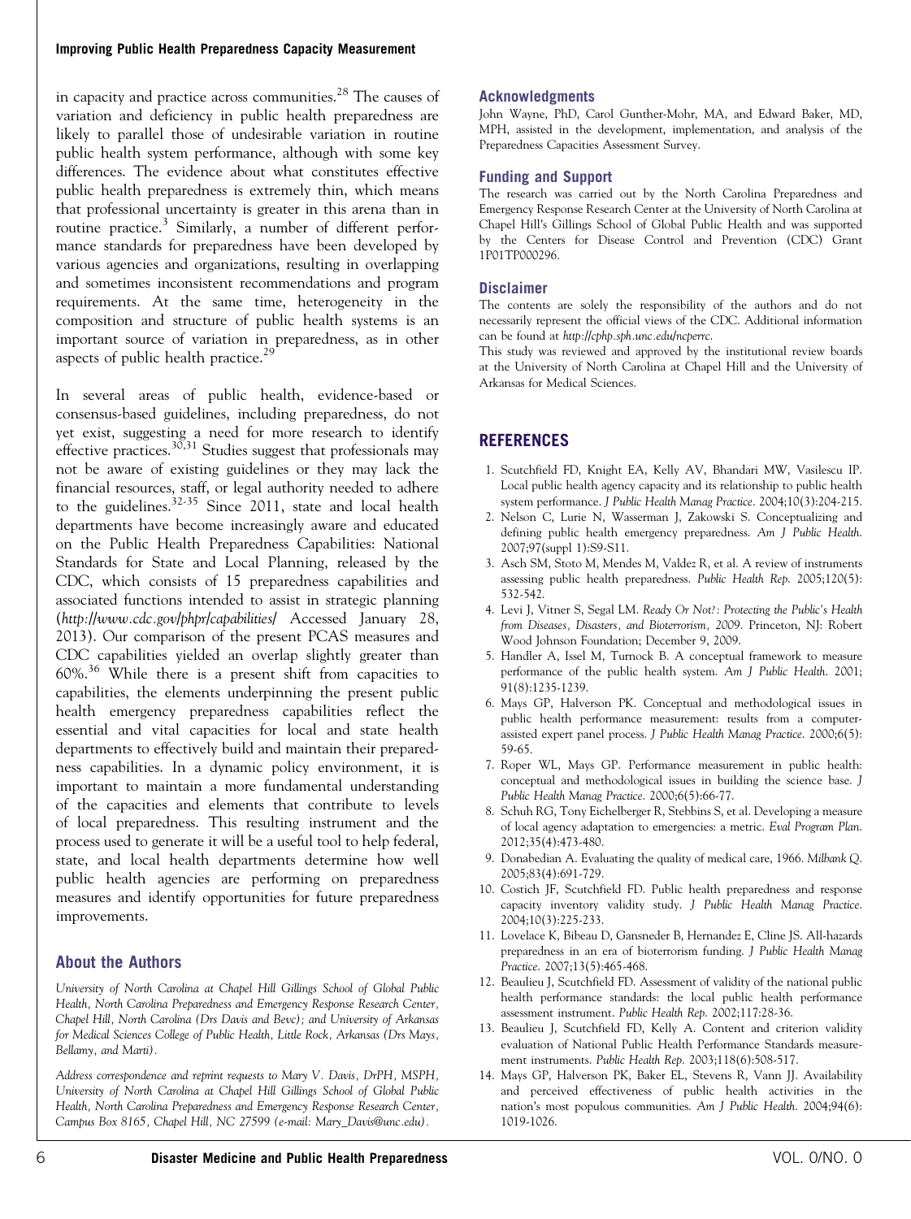in capacity and practice across communities.[28] The causes of variation and deficiency in public health preparedness are likely to parallel those of undesirable variation in routine public health system performance, although with some key differences. The evidence about what constitutes effective public health preparedness is extremely thin, which means that professional uncertainty is greater in this arena than in routine practice.[3] Similarly, a number of different performance standards for preparedness have been developed by various agencies and organizations, resulting in overlapping and sometimes inconsistent recommendations and program requirements. At the same time, heterogeneity in the composition and structure of public health systems is an important source of variation in preparedness, as in other aspects of public health practice.[29]

In several areas of public health, evidence-based or consensus-based guidelines, including preparedness, do not yet exist, suggesting a need for more research to identify effective practices.[30,31] Studies suggest that professionals may not be aware of existing guidelines or they may lack the financial resources, staff, or legal authority needed to adhere to the guidelines.[32-35] Since 2011, state and local health departments have become increasingly aware and educated on the Public Health Preparedness Capabilities: National Standards for State and Local Planning, released by the CDC, which consists of 15 preparedness capabilities and associated functions intended to assist in strategic planning (*http://www.cdc.gov/phpr/capabilities/* Accessed January 28, 2013). Our comparison of the present PCAS measures and CDC capabilities yielded an overlap slightly greater than 60%.[36] While there is a present shift from capacities to capabilities, the elements underpinning the present public health emergency preparedness capabilities reflect the essential and vital capacities for local and state health departments to effectively build and maintain their preparedness capabilities. In a dynamic policy environment, it is important to maintain a more fundamental understanding of the capacities and elements that contribute to levels of local preparedness. This resulting instrument and the process used to generate it will be a useful tool to help federal, state, and local health departments determine how well public health agencies are performing on preparedness measures and identify opportunities for future preparedness improvements.

## About the Authors

*University of North Carolina at Chapel Hill Gillings School of Global Public Health, North Carolina Preparedness and Emergency Response Research Center, Chapel Hill, North Carolina (Drs Davis and Bevc); and University of Arkansas for Medical Sciences College of Public Health, Little Rock, Arkansas (Drs Mays, Bellamy, and Marti).*

*Address correspondence and reprint requests to Mary V. Davis, DrPH, MSPH, University of North Carolina at Chapel Hill Gillings School of Global Public Health, North Carolina Preparedness and Emergency Response Research Center, Campus Box 8165, Chapel Hill, NC 27599 (e-mail: Mary_Davis@unc.edu).*

## Acknowledgments

John Wayne, PhD, Carol Gunther-Mohr, MA, and Edward Baker, MD, MPH, assisted in the development, implementation, and analysis of the Preparedness Capacities Assessment Survey.

## Funding and Support

The research was carried out by the North Carolina Preparedness and Emergency Response Research Center at the University of North Carolina at Chapel Hill's Gillings School of Global Public Health and was supported by the Centers for Disease Control and Prevention (CDC) Grant 1P01TP000296.

## Disclaimer

The contents are solely the responsibility of the authors and do not necessarily represent the official views of the CDC. Additional information can be found at *http://cphp.sph.unc.edu/ncperrc*.

This study was reviewed and approved by the institutional review boards at the University of North Carolina at Chapel Hill and the University of Arkansas for Medical Sciences.

## REFERENCES

1. Scutchfield FD, Knight EA, Kelly AV, Bhandari MW, Vasilescu IP. Local public health agency capacity and its relationship to public health system performance. *J Public Health Manag Practice*. 2004;10(3):204-215.
2. Nelson C, Lurie N, Wasserman J, Zakowski S. Conceptualizing and defining public health emergency preparedness. *Am J Public Health*. 2007;97(suppl 1):S9-S11.
3. Asch SM, Stoto M, Mendes M, Valdez R, et al. A review of instruments assessing public health preparedness. *Public Health Rep*. 2005;120(5): 532-542.
4. Levi J, Vitner S, Segal LM. *Ready Or Not?: Protecting the Public's Health from Diseases, Disasters, and Bioterrorism, 2009*. Princeton, NJ: Robert Wood Johnson Foundation; December 9, 2009.
5. Handler A, Issel M, Turnock B. A conceptual framework to measure performance of the public health system. *Am J Public Health*. 2001; 91(8):1235-1239.
6. Mays GP, Halverson PK. Conceptual and methodological issues in public health performance measurement: results from a computer-assisted expert panel process. *J Public Health Manag Practice*. 2000;6(5): 59-65.
7. Roper WL, Mays GP. Performance measurement in public health: conceptual and methodological issues in building the science base. *J Public Health Manag Practice*. 2000;6(5):66-77.
8. Schuh RG, Tony Eichelberger R, Stebbins S, et al. Developing a measure of local agency adaptation to emergencies: a metric. *Eval Program Plan*. 2012;35(4):473-480.
9. Donabedian A. Evaluating the quality of medical care, 1966. *Milbank Q*. 2005;83(4):691-729.
10. Costich JF, Scutchfield FD. Public health preparedness and response capacity inventory validity study. *J Public Health Manag Practice*. 2004;10(3):225-233.
11. Lovelace K, Bibeau D, Gansneder B, Hernandez E, Cline JS. All-hazards preparedness in an era of bioterrorism funding. *J Public Health Manag Practice*. 2007;13(5):465-468.
12. Beaulieu J, Scutchfield FD. Assessment of validity of the national public health performance standards: the local public health performance assessment instrument. *Public Health Rep*. 2002;117:28-36.
13. Beaulieu J, Scutchfield FD, Kelly A. Content and criterion validity evaluation of National Public Health Performance Standards measurement instruments. *Public Health Rep*. 2003;118(6):508-517.
14. Mays GP, Halverson PK, Baker EL, Stevens R, Vann JJ. Availability and perceived effectiveness of public health activities in the nation's most populous communities. *Am J Public Health*. 2004;94(6): 1019-1026.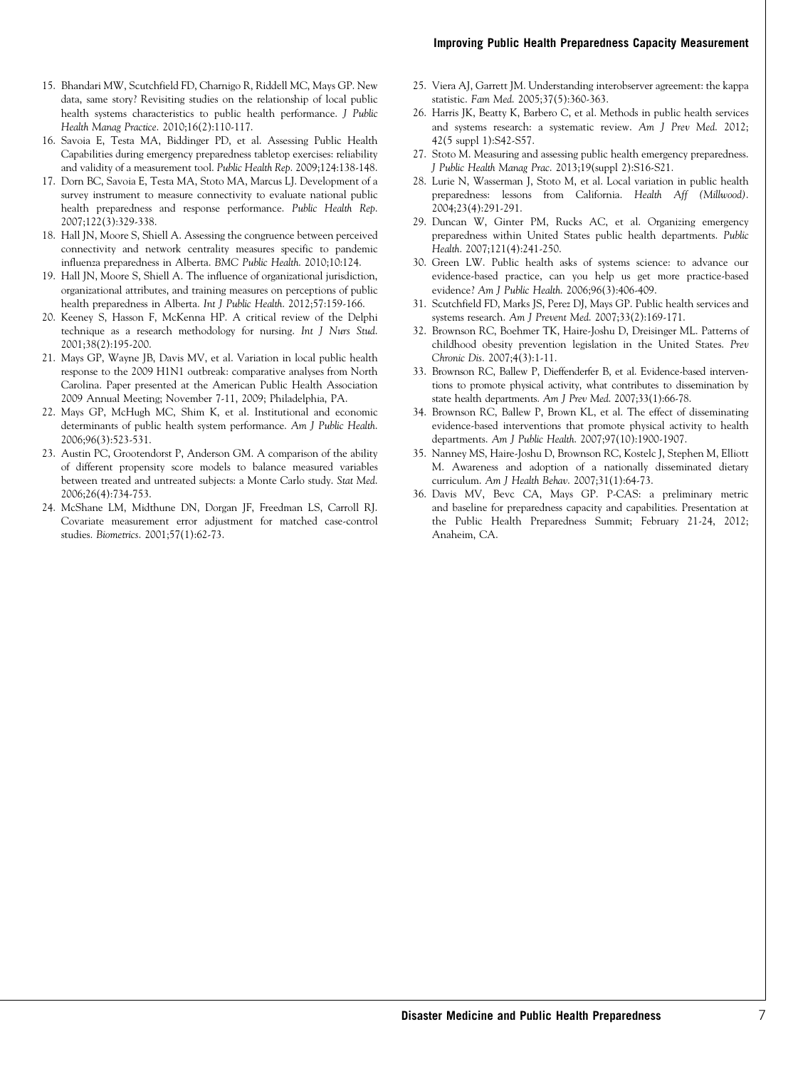15. Bhandari MW, Scutchfield FD, Charnigo R, Riddell MC, Mays GP. New data, same story? Revisiting studies on the relationship of local public health systems characteristics to public health performance. *J Public Health Manag Practice*. 2010;16(2):110-117.
16. Savoia E, Testa MA, Biddinger PD, et al. Assessing Public Health Capabilities during emergency preparedness tabletop exercises: reliability and validity of a measurement tool. *Public Health Rep*. 2009;124:138-148.
17. Dorn BC, Savoia E, Testa MA, Stoto MA, Marcus LJ. Development of a survey instrument to measure connectivity to evaluate national public health preparedness and response performance. *Public Health Rep*. 2007;122(3):329-338.
18. Hall JN, Moore S, Shiell A. Assessing the congruence between perceived connectivity and network centrality measures specific to pandemic influenza preparedness in Alberta. *BMC Public Health*. 2010;10:124.
19. Hall JN, Moore S, Shiell A. The influence of organizational jurisdiction, organizational attributes, and training measures on perceptions of public health preparedness in Alberta. *Int J Public Health*. 2012;57:159-166.
20. Keeney S, Hasson F, McKenna HP. A critical review of the Delphi technique as a research methodology for nursing. *Int J Nurs Stud*. 2001;38(2):195-200.
21. Mays GP, Wayne JB, Davis MV, et al. Variation in local public health response to the 2009 H1N1 outbreak: comparative analyses from North Carolina. Paper presented at the American Public Health Association 2009 Annual Meeting; November 7-11, 2009; Philadelphia, PA.
22. Mays GP, McHugh MC, Shim K, et al. Institutional and economic determinants of public health system performance. *Am J Public Health*. 2006;96(3):523-531.
23. Austin PC, Grootendorst P, Anderson GM. A comparison of the ability of different propensity score models to balance measured variables between treated and untreated subjects: a Monte Carlo study. *Stat Med*. 2006;26(4):734-753.
24. McShane LM, Midthune DN, Dorgan JF, Freedman LS, Carroll RJ. Covariate measurement error adjustment for matched case-control studies. *Biometrics*. 2001;57(1):62-73.
25. Viera AJ, Garrett JM. Understanding interobserver agreement: the kappa statistic. *Fam Med*. 2005;37(5):360-363.
26. Harris JK, Beatty K, Barbero C, et al. Methods in public health services and systems research: a systematic review. *Am J Prev Med*. 2012; 42(5 suppl 1):S42-S57.
27. Stoto M. Measuring and assessing public health emergency preparedness. *J Public Health Manag Prac*. 2013;19(suppl 2):S16-S21.
28. Lurie N, Wasserman J, Stoto M, et al. Local variation in public health preparedness: lessons from California. *Health Aff (Millwood)*. 2004;23(4):291-291.
29. Duncan W, Ginter PM, Rucks AC, et al. Organizing emergency preparedness within United States public health departments. *Public Health*. 2007;121(4):241-250.
30. Green LW. Public health asks of systems science: to advance our evidence-based practice, can you help us get more practice-based evidence? *Am J Public Health*. 2006;96(3):406-409.
31. Scutchfield FD, Marks JS, Perez DJ, Mays GP. Public health services and systems research. *Am J Prevent Med*. 2007;33(2):169-171.
32. Brownson RC, Boehmer TK, Haire-Joshu D, Dreisinger ML. Patterns of childhood obesity prevention legislation in the United States. *Prev Chronic Dis*. 2007;4(3):1-11.
33. Brownson RC, Ballew P, Dieffenderfer B, et al. Evidence-based interventions to promote physical activity, what contributes to dissemination by state health departments. *Am J Prev Med*. 2007;33(1):66-78.
34. Brownson RC, Ballew P, Brown KL, et al. The effect of disseminating evidence-based interventions that promote physical activity to health departments. *Am J Public Health*. 2007;97(10):1900-1907.
35. Nanney MS, Haire-Joshu D, Brownson RC, Kostelc J, Stephen M, Elliott M. Awareness and adoption of a nationally disseminated dietary curriculum. *Am J Health Behav*. 2007;31(1):64-73.
36. Davis MV, Bevc CA, Mays GP. P-CAS: a preliminary metric and baseline for preparedness capacity and capabilities. Presentation at the Public Health Preparedness Summit; February 21-24, 2012; Anaheim, CA.